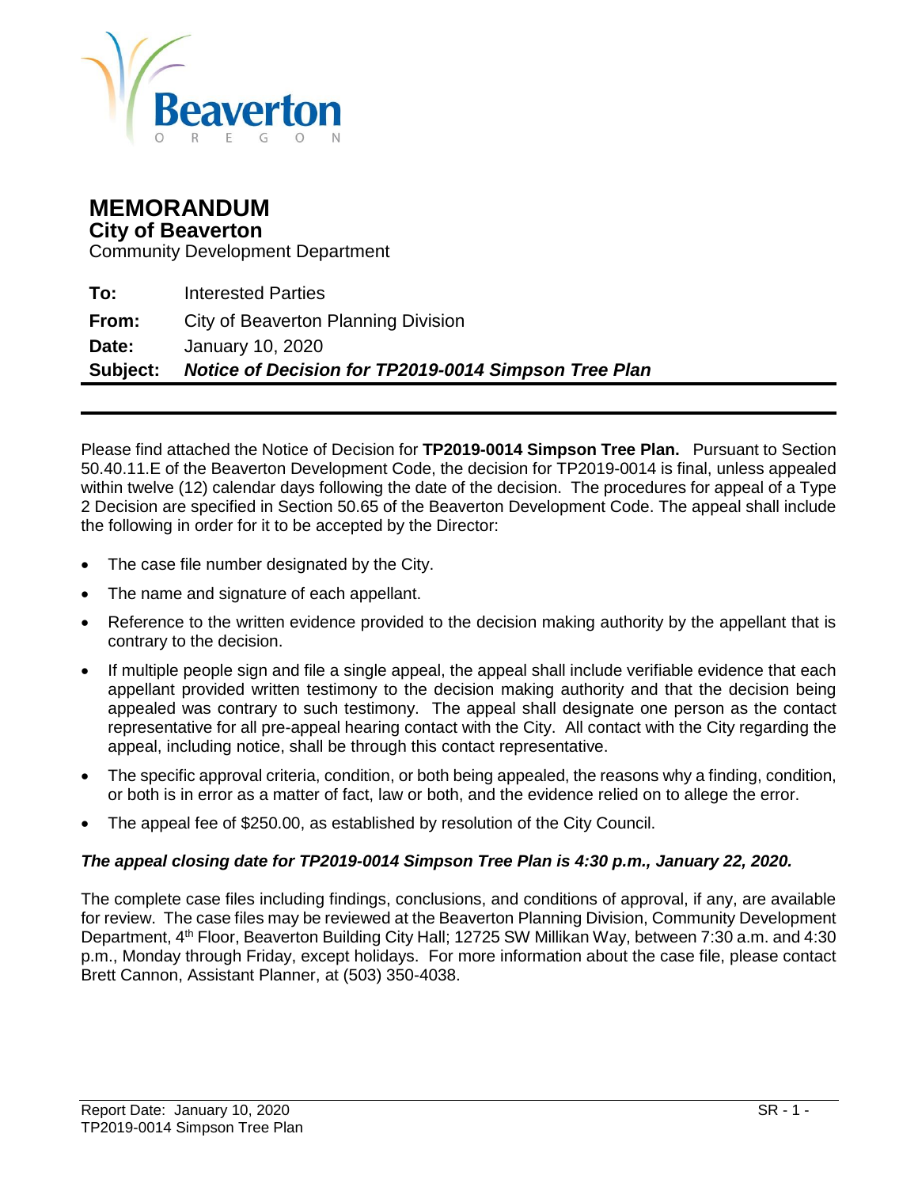# MEMORANDUM

## City of Beaverton

Community Development Department

**To:** Interested Parties

**From:** City of Beaverton Planning Division

**Date:** January 10, 2020

**Subject:** ***Notice of Decision for TP2019-0014 Simpson Tree Plan***

Please find attached the Notice of Decision for **TP2019-0014 Simpson Tree Plan.** Pursuant to Section 50.40.11.E of the Beaverton Development Code, the decision for TP2019-0014 is final, unless appealed within twelve (12) calendar days following the date of the decision. The procedures for appeal of a Type 2 Decision are specified in Section 50.65 of the Beaverton Development Code. The appeal shall include the following in order for it to be accepted by the Director:

- The case file number designated by the City.
- The name and signature of each appellant.
- Reference to the written evidence provided to the decision making authority by the appellant that is contrary to the decision.
- If multiple people sign and file a single appeal, the appeal shall include verifiable evidence that each appellant provided written testimony to the decision making authority and that the decision being appealed was contrary to such testimony. The appeal shall designate one person as the contact representative for all pre-appeal hearing contact with the City. All contact with the City regarding the appeal, including notice, shall be through this contact representative.
- The specific approval criteria, condition, or both being appealed, the reasons why a finding, condition, or both is in error as a matter of fact, law or both, and the evidence relied on to allege the error.
- The appeal fee of $250.00, as established by resolution of the City Council.

***The appeal closing date for TP2019-0014 Simpson Tree Plan is 4:30 p.m., January 22, 2020.***

The complete case files including findings, conclusions, and conditions of approval, if any, are available for review. The case files may be reviewed at the Beaverton Planning Division, Community Development Department, 4th Floor, Beaverton Building City Hall; 12725 SW Millikan Way, between 7:30 a.m. and 4:30 p.m., Monday through Friday, except holidays. For more information about the case file, please contact Brett Cannon, Assistant Planner, at (503) 350-4038.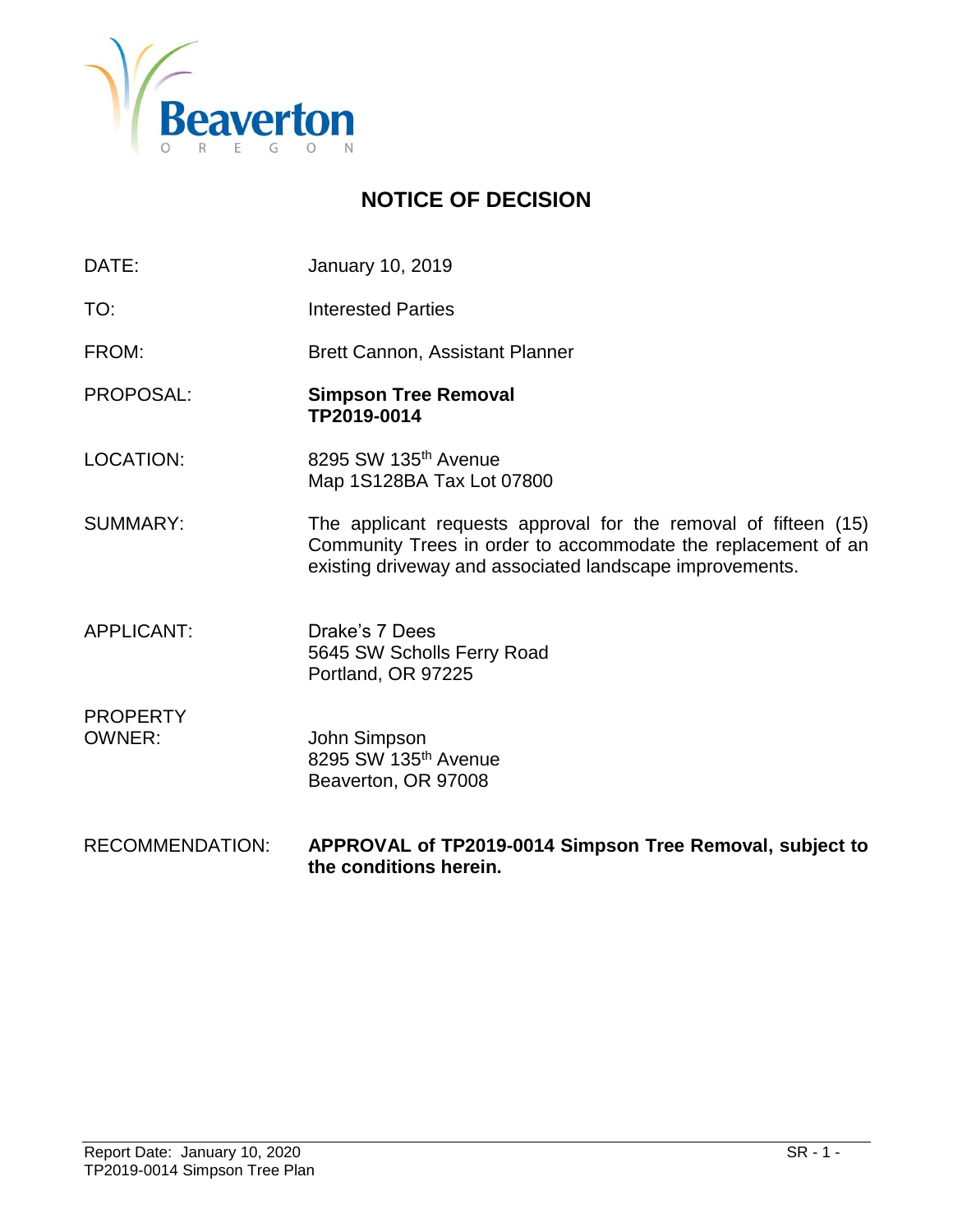Beaverton OREGON

# NOTICE OF DECISION

| | |
|---|---|
| DATE: | January 10, 2019 |
| TO: | Interested Parties |
| FROM: | Brett Cannon, Assistant Planner |
| PROPOSAL: | **Simpson Tree Removal**<br>**TP2019-0014** |
| LOCATION: | 8295 SW 135th Avenue<br>Map 1S128BA Tax Lot 07800 |
| SUMMARY: | The applicant requests approval for the removal of fifteen (15) Community Trees in order to accommodate the replacement of an existing driveway and associated landscape improvements. |
| APPLICANT: | Drake's 7 Dees<br>5645 SW Scholls Ferry Road<br>Portland, OR 97225 |
| PROPERTY OWNER: | John Simpson<br>8295 SW 135th Avenue<br>Beaverton, OR 97008 |
| RECOMMENDATION: | **APPROVAL of TP2019-0014 Simpson Tree Removal, subject to the conditions herein.** |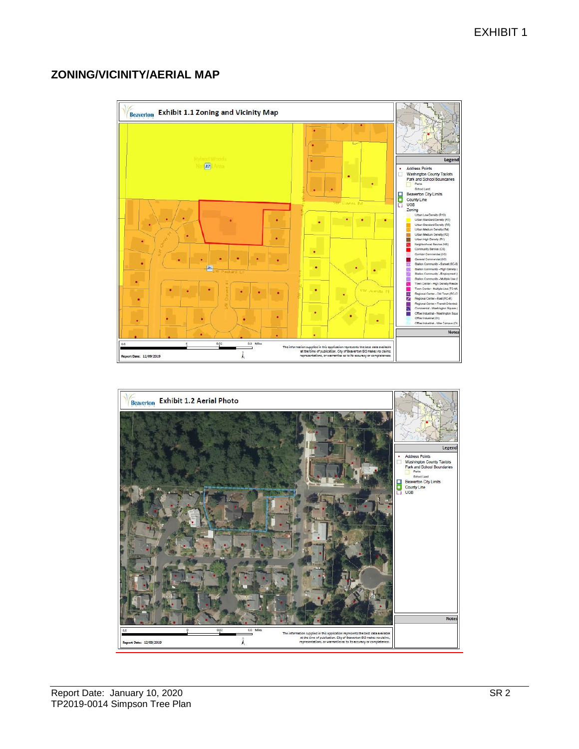EXHIBIT 1

## ZONING/VICINITY/AERIAL MAP

Exhibit 1.1 Zoning and Vicinity Map

Exhibit 1.2 Aerial Photo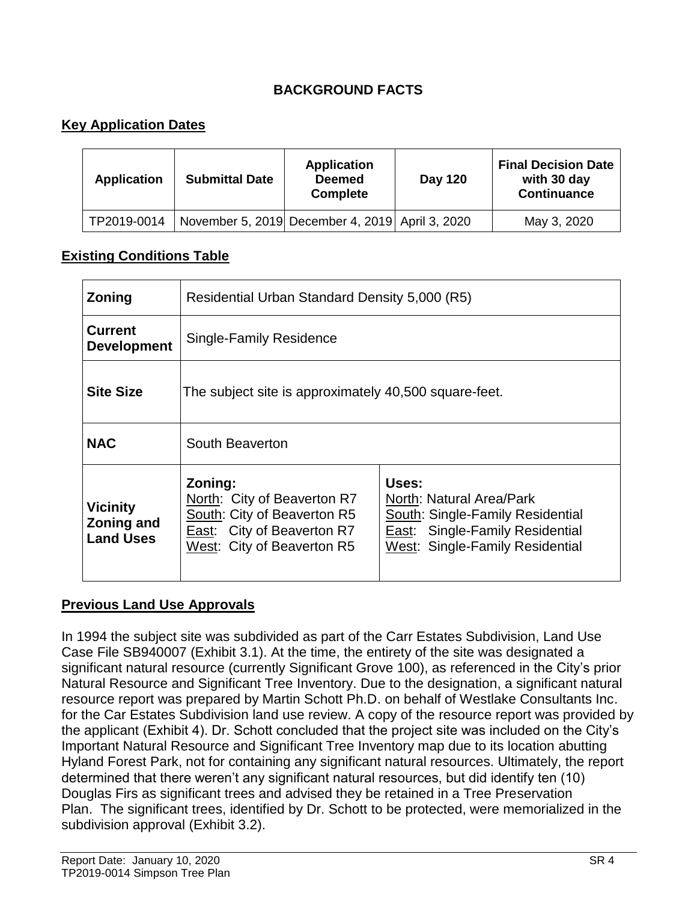# BACKGROUND FACTS

## Key Application Dates

| Application | Submittal Date | Application Deemed Complete | Day 120 | Final Decision Date with 30 day Continuance |
|---|---|---|---|---|
| TP2019-0014 | November 5, 2019 | December 4, 2019 | April 3, 2020 | May 3, 2020 |

## Existing Conditions Table

| Zoning | Residential Urban Standard Density 5,000 (R5) | |
|---|---|---|
| Current Development | Single-Family Residence | |
| Site Size | The subject site is approximately 40,500 square-feet. | |
| NAC | South Beaverton | |
| Vicinity Zoning and Land Uses | **Zoning:**<br>North: City of Beaverton R7<br>South: City of Beaverton R5<br>East: City of Beaverton R7<br>West: City of Beaverton R5 | **Uses:**<br>North: Natural Area/Park<br>South: Single-Family Residential<br>East: Single-Family Residential<br>West: Single-Family Residential |

## Previous Land Use Approvals

In 1994 the subject site was subdivided as part of the Carr Estates Subdivision, Land Use Case File SB940007 (Exhibit 3.1). At the time, the entirety of the site was designated a significant natural resource (currently Significant Grove 100), as referenced in the City's prior Natural Resource and Significant Tree Inventory. Due to the designation, a significant natural resource report was prepared by Martin Schott Ph.D. on behalf of Westlake Consultants Inc. for the Car Estates Subdivision land use review. A copy of the resource report was provided by the applicant (Exhibit 4). Dr. Schott concluded that the project site was included on the City's Important Natural Resource and Significant Tree Inventory map due to its location abutting Hyland Forest Park, not for containing any significant natural resources. Ultimately, the report determined that there weren't any significant natural resources, but did identify ten (10) Douglas Firs as significant trees and advised they be retained in a Tree Preservation Plan. The significant trees, identified by Dr. Schott to be protected, were memorialized in the subdivision approval (Exhibit 3.2).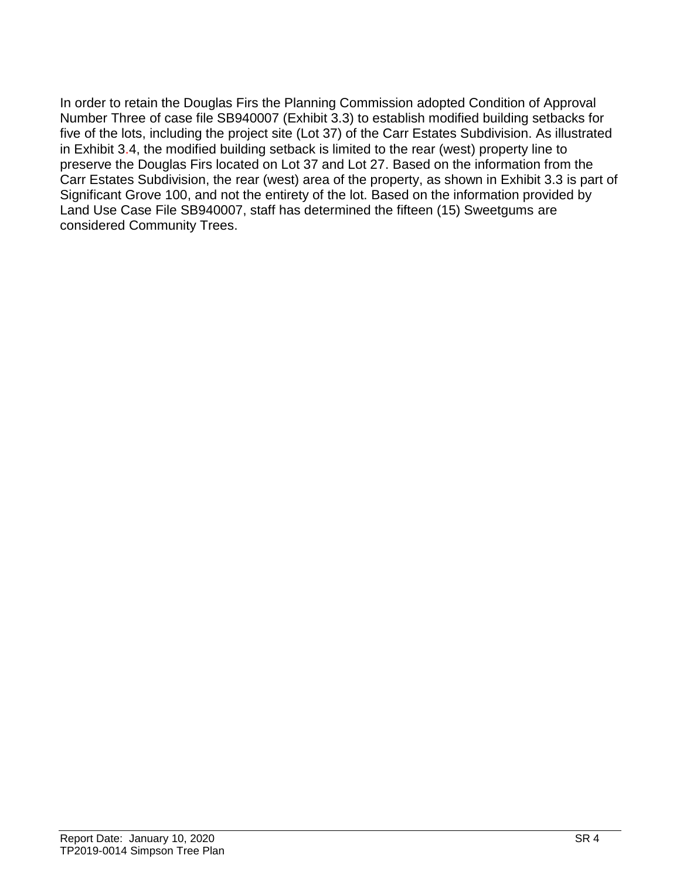In order to retain the Douglas Firs the Planning Commission adopted Condition of Approval Number Three of case file SB940007 (Exhibit 3.3) to establish modified building setbacks for five of the lots, including the project site (Lot 37) of the Carr Estates Subdivision. As illustrated in Exhibit 3.4, the modified building setback is limited to the rear (west) property line to preserve the Douglas Firs located on Lot 37 and Lot 27. Based on the information from the Carr Estates Subdivision, the rear (west) area of the property, as shown in Exhibit 3.3 is part of Significant Grove 100, and not the entirety of the lot. Based on the information provided by Land Use Case File SB940007, staff has determined the fifteen (15) Sweetgums are considered Community Trees.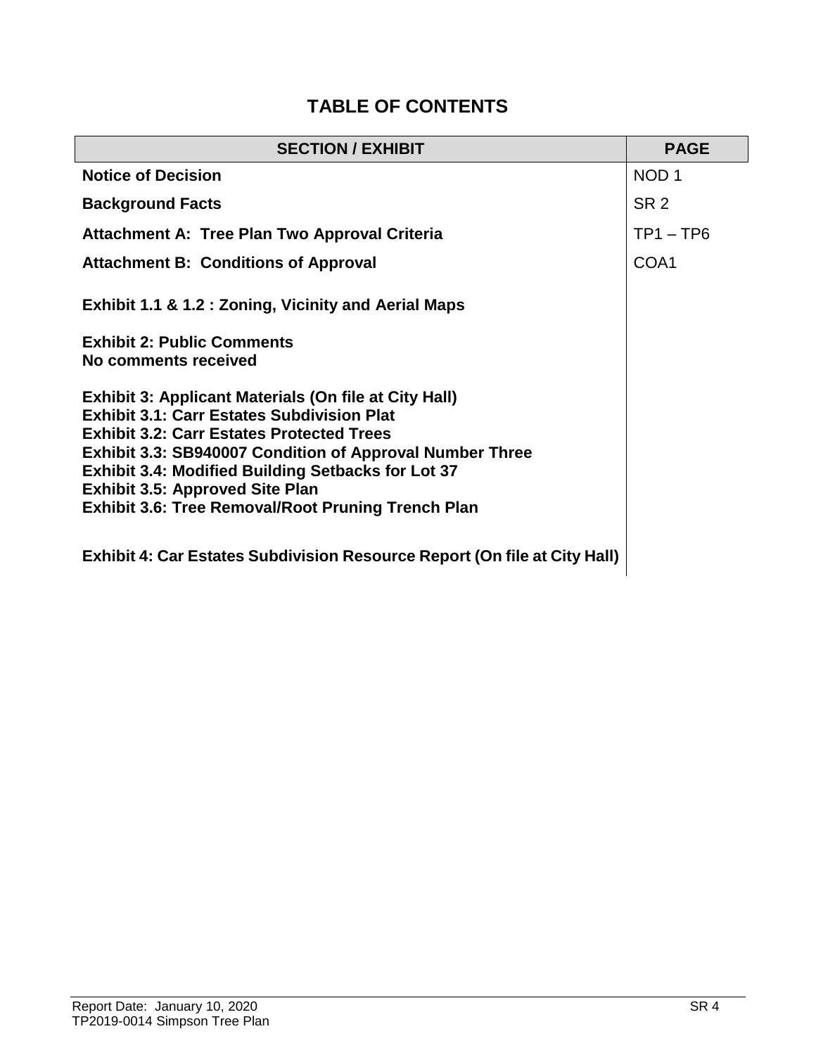## TABLE OF CONTENTS

| SECTION / EXHIBIT | PAGE |
|---|---|
| **Notice of Decision** | NOD 1 |
| **Background Facts** | SR 2 |
| **Attachment A: Tree Plan Two Approval Criteria** | TP1 – TP6 |
| **Attachment B: Conditions of Approval** | COA1 |
| **Exhibit 1.1 & 1.2 : Zoning, Vicinity and Aerial Maps** | |
| **Exhibit 2: Public Comments**<br>**No comments received** | |
| **Exhibit 3: Applicant Materials (On file at City Hall)**<br>**Exhibit 3.1: Carr Estates Subdivision Plat**<br>**Exhibit 3.2: Carr Estates Protected Trees**<br>**Exhibit 3.3: SB940007 Condition of Approval Number Three**<br>**Exhibit 3.4: Modified Building Setbacks for Lot 37**<br>**Exhibit 3.5: Approved Site Plan**<br>**Exhibit 3.6: Tree Removal/Root Pruning Trench Plan** | |
| **Exhibit 4: Car Estates Subdivision Resource Report (On file at City Hall)** | |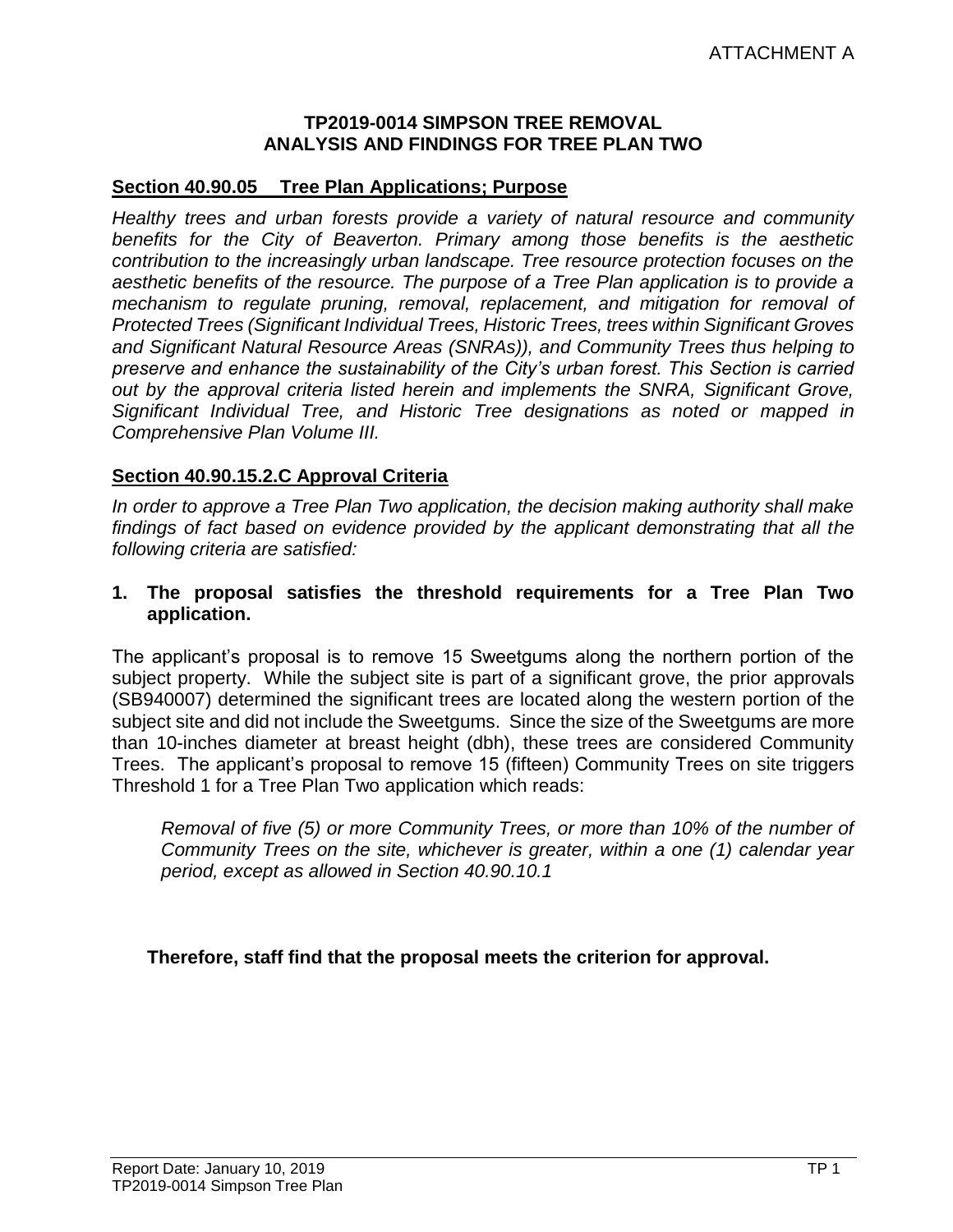ATTACHMENT A

**TP2019-0014 SIMPSON TREE REMOVAL**
**ANALYSIS AND FINDINGS FOR TREE PLAN TWO**

## Section 40.90.05 Tree Plan Applications; Purpose

*Healthy trees and urban forests provide a variety of natural resource and community benefits for the City of Beaverton. Primary among those benefits is the aesthetic contribution to the increasingly urban landscape. Tree resource protection focuses on the aesthetic benefits of the resource. The purpose of a Tree Plan application is to provide a mechanism to regulate pruning, removal, replacement, and mitigation for removal of Protected Trees (Significant Individual Trees, Historic Trees, trees within Significant Groves and Significant Natural Resource Areas (SNRAs)), and Community Trees thus helping to preserve and enhance the sustainability of the City's urban forest. This Section is carried out by the approval criteria listed herein and implements the SNRA, Significant Grove, Significant Individual Tree, and Historic Tree designations as noted or mapped in Comprehensive Plan Volume III.*

## Section 40.90.15.2.C Approval Criteria

*In order to approve a Tree Plan Two application, the decision making authority shall make findings of fact based on evidence provided by the applicant demonstrating that all the following criteria are satisfied:*

**1. The proposal satisfies the threshold requirements for a Tree Plan Two application.**

The applicant's proposal is to remove 15 Sweetgums along the northern portion of the subject property. While the subject site is part of a significant grove, the prior approvals (SB940007) determined the significant trees are located along the western portion of the subject site and did not include the Sweetgums. Since the size of the Sweetgums are more than 10-inches diameter at breast height (dbh), these trees are considered Community Trees. The applicant's proposal to remove 15 (fifteen) Community Trees on site triggers Threshold 1 for a Tree Plan Two application which reads:

> *Removal of five (5) or more Community Trees, or more than 10% of the number of Community Trees on the site, whichever is greater, within a one (1) calendar year period, except as allowed in Section 40.90.10.1*

**Therefore, staff find that the proposal meets the criterion for approval.**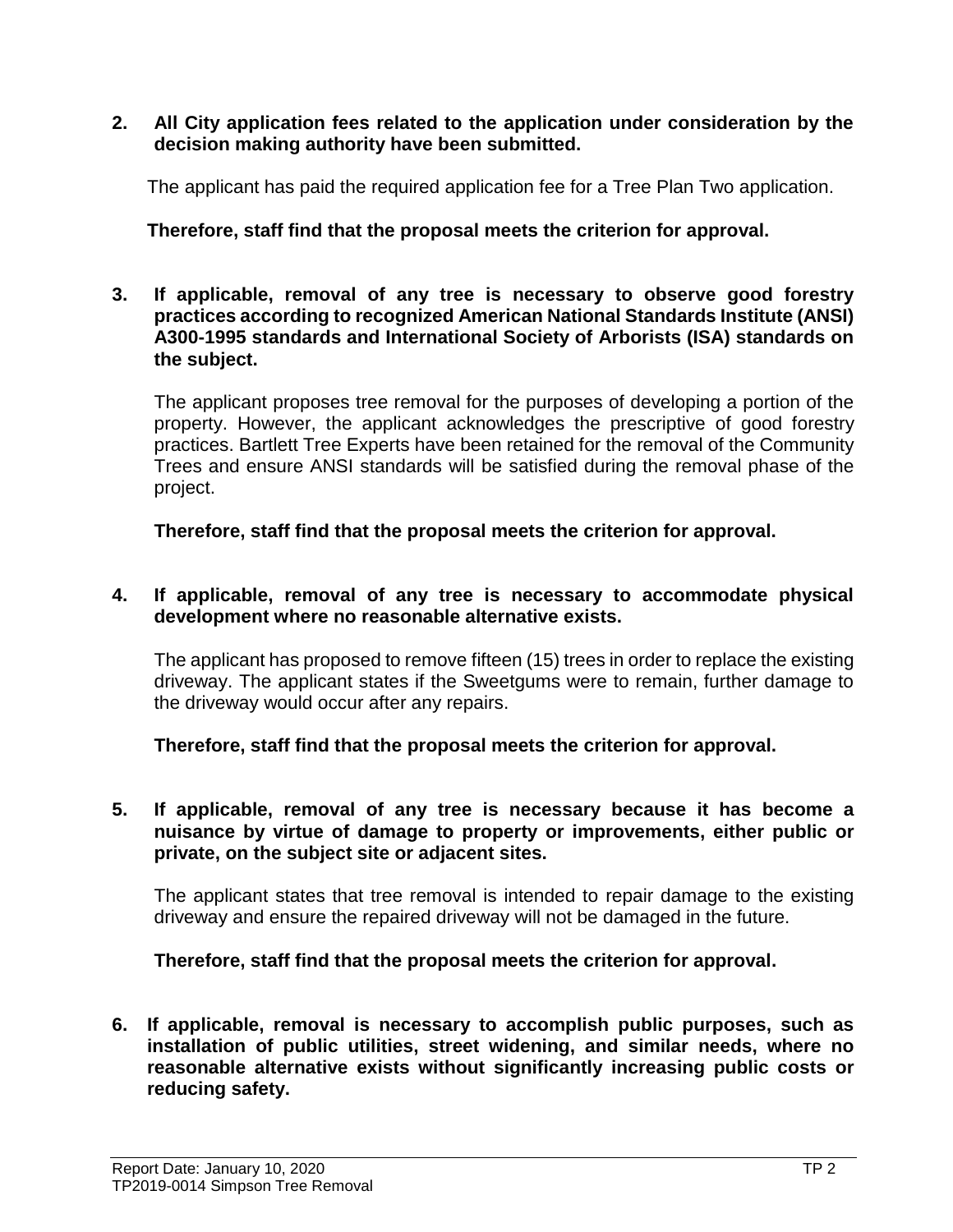**2. All City application fees related to the application under consideration by the decision making authority have been submitted.**

The applicant has paid the required application fee for a Tree Plan Two application.

**Therefore, staff find that the proposal meets the criterion for approval.**

**3. If applicable, removal of any tree is necessary to observe good forestry practices according to recognized American National Standards Institute (ANSI) A300-1995 standards and International Society of Arborists (ISA) standards on the subject.**

The applicant proposes tree removal for the purposes of developing a portion of the property. However, the applicant acknowledges the prescriptive of good forestry practices. Bartlett Tree Experts have been retained for the removal of the Community Trees and ensure ANSI standards will be satisfied during the removal phase of the project.

**Therefore, staff find that the proposal meets the criterion for approval.**

**4. If applicable, removal of any tree is necessary to accommodate physical development where no reasonable alternative exists.**

The applicant has proposed to remove fifteen (15) trees in order to replace the existing driveway. The applicant states if the Sweetgums were to remain, further damage to the driveway would occur after any repairs.

**Therefore, staff find that the proposal meets the criterion for approval.**

**5. If applicable, removal of any tree is necessary because it has become a nuisance by virtue of damage to property or improvements, either public or private, on the subject site or adjacent sites.**

The applicant states that tree removal is intended to repair damage to the existing driveway and ensure the repaired driveway will not be damaged in the future.

**Therefore, staff find that the proposal meets the criterion for approval.**

**6. If applicable, removal is necessary to accomplish public purposes, such as installation of public utilities, street widening, and similar needs, where no reasonable alternative exists without significantly increasing public costs or reducing safety.**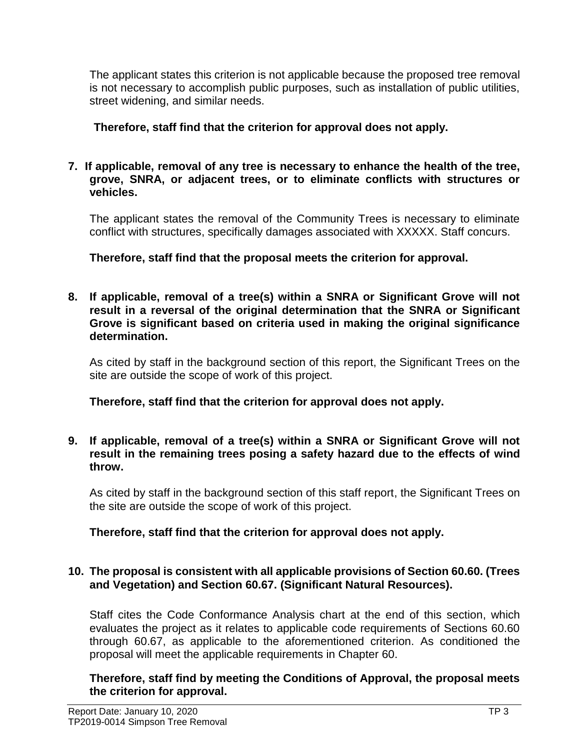The applicant states this criterion is not applicable because the proposed tree removal is not necessary to accomplish public purposes, such as installation of public utilities, street widening, and similar needs.

**Therefore, staff find that the criterion for approval does not apply.**

**7. If applicable, removal of any tree is necessary to enhance the health of the tree, grove, SNRA, or adjacent trees, or to eliminate conflicts with structures or vehicles.**

The applicant states the removal of the Community Trees is necessary to eliminate conflict with structures, specifically damages associated with XXXXX. Staff concurs.

**Therefore, staff find that the proposal meets the criterion for approval.**

**8. If applicable, removal of a tree(s) within a SNRA or Significant Grove will not result in a reversal of the original determination that the SNRA or Significant Grove is significant based on criteria used in making the original significance determination.**

As cited by staff in the background section of this report, the Significant Trees on the site are outside the scope of work of this project.

**Therefore, staff find that the criterion for approval does not apply.**

**9. If applicable, removal of a tree(s) within a SNRA or Significant Grove will not result in the remaining trees posing a safety hazard due to the effects of wind throw.**

As cited by staff in the background section of this staff report, the Significant Trees on the site are outside the scope of work of this project.

**Therefore, staff find that the criterion for approval does not apply.**

**10. The proposal is consistent with all applicable provisions of Section 60.60. (Trees and Vegetation) and Section 60.67. (Significant Natural Resources).**

Staff cites the Code Conformance Analysis chart at the end of this section, which evaluates the project as it relates to applicable code requirements of Sections 60.60 through 60.67, as applicable to the aforementioned criterion. As conditioned the proposal will meet the applicable requirements in Chapter 60.

**Therefore, staff find by meeting the Conditions of Approval, the proposal meets the criterion for approval.**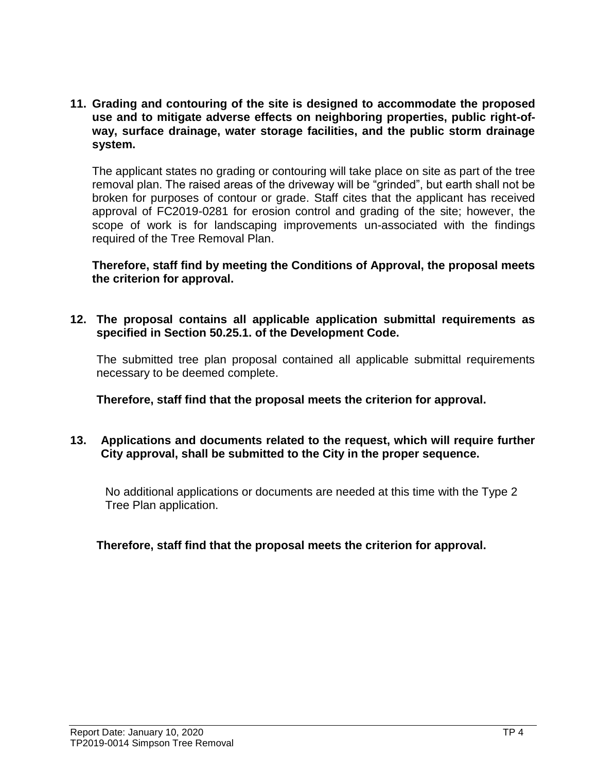**11. Grading and contouring of the site is designed to accommodate the proposed use and to mitigate adverse effects on neighboring properties, public right-of-way, surface drainage, water storage facilities, and the public storm drainage system.**

The applicant states no grading or contouring will take place on site as part of the tree removal plan. The raised areas of the driveway will be "grinded", but earth shall not be broken for purposes of contour or grade. Staff cites that the applicant has received approval of FC2019-0281 for erosion control and grading of the site; however, the scope of work is for landscaping improvements un-associated with the findings required of the Tree Removal Plan.

**Therefore, staff find by meeting the Conditions of Approval, the proposal meets the criterion for approval.**

**12. The proposal contains all applicable application submittal requirements as specified in Section 50.25.1. of the Development Code.**

The submitted tree plan proposal contained all applicable submittal requirements necessary to be deemed complete.

**Therefore, staff find that the proposal meets the criterion for approval.**

**13. Applications and documents related to the request, which will require further City approval, shall be submitted to the City in the proper sequence.**

No additional applications or documents are needed at this time with the Type 2 Tree Plan application.

**Therefore, staff find that the proposal meets the criterion for approval.**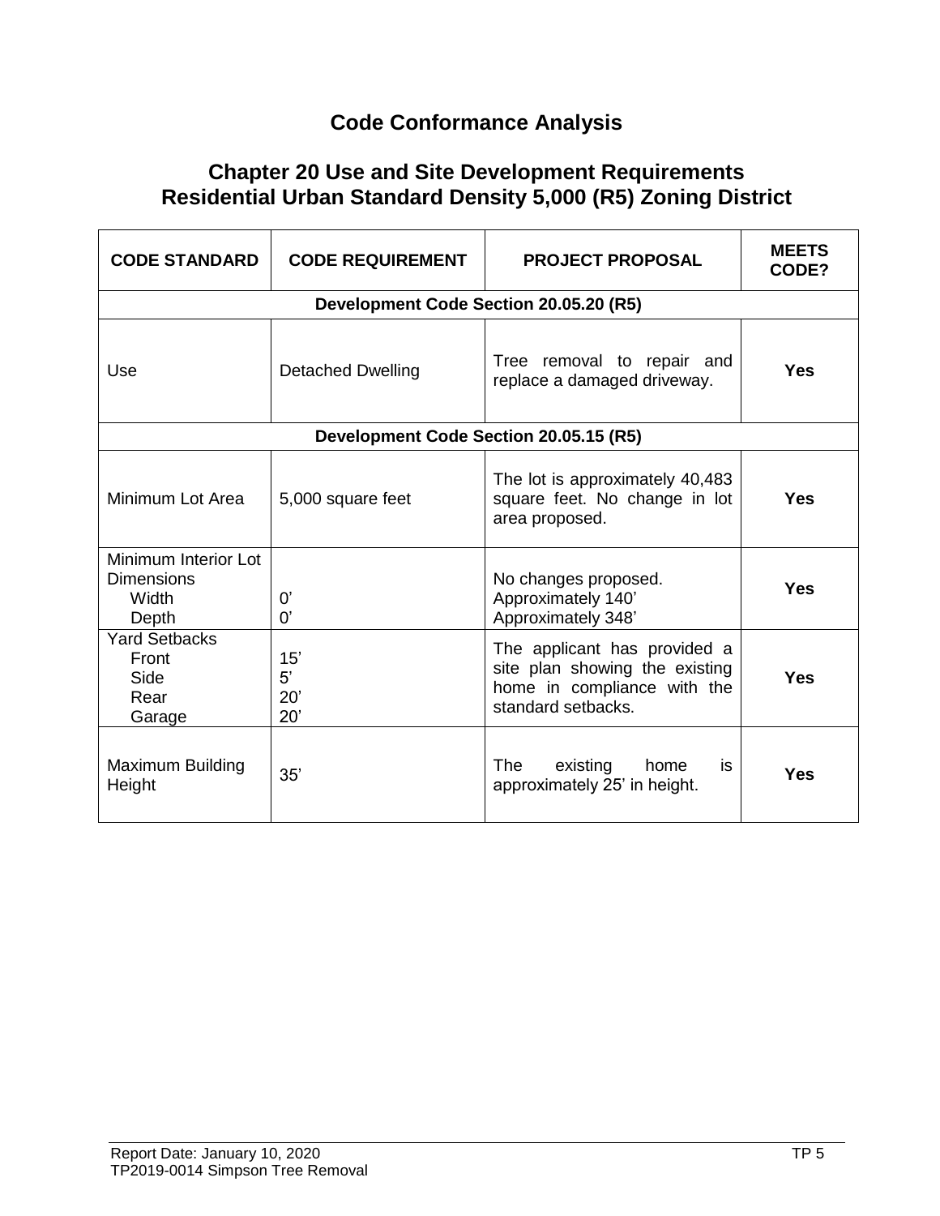# Code Conformance Analysis

## Chapter 20 Use and Site Development Requirements
## Residential Urban Standard Density 5,000 (R5) Zoning District

| CODE STANDARD | CODE REQUIREMENT | PROJECT PROPOSAL | MEETS CODE? |
|---|---|---|---|
| **Development Code Section 20.05.20 (R5)** | | | |
| Use | Detached Dwelling | Tree removal to repair and replace a damaged driveway. | **Yes** |
| **Development Code Section 20.05.15 (R5)** | | | |
| Minimum Lot Area | 5,000 square feet | The lot is approximately 40,483 square feet. No change in lot area proposed. | **Yes** |
| Minimum Interior Lot Dimensions<br>Width<br>Depth | <br>0'<br>0' | No changes proposed.<br>Approximately 140'<br>Approximately 348' | **Yes** |
| Yard Setbacks<br>Front<br>Side<br>Rear<br>Garage | <br>15'<br>5'<br>20'<br>20' | The applicant has provided a site plan showing the existing home in compliance with the standard setbacks. | **Yes** |
| Maximum Building Height | 35' | The existing home is approximately 25' in height. | **Yes** |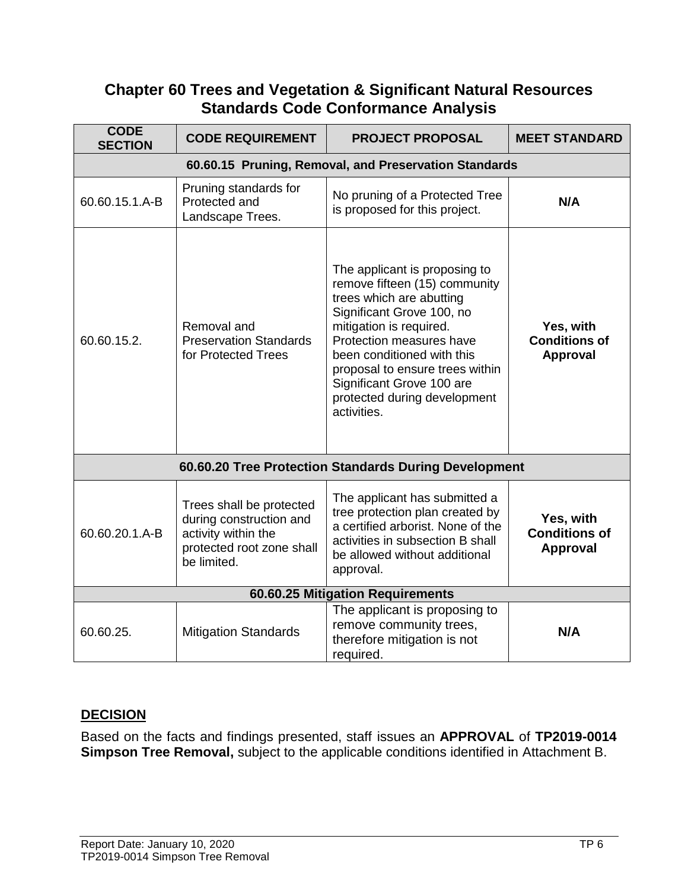## Chapter 60 Trees and Vegetation & Significant Natural Resources Standards Code Conformance Analysis

| CODE SECTION | CODE REQUIREMENT | PROJECT PROPOSAL | MEET STANDARD |
|---|---|---|---|
| **60.60.15 Pruning, Removal, and Preservation Standards** | | | |
| 60.60.15.1.A-B | Pruning standards for Protected and Landscape Trees. | No pruning of a Protected Tree is proposed for this project. | **N/A** |
| 60.60.15.2. | Removal and Preservation Standards for Protected Trees | The applicant is proposing to remove fifteen (15) community trees which are abutting Significant Grove 100, no mitigation is required. Protection measures have been conditioned with this proposal to ensure trees within Significant Grove 100 are protected during development activities. | **Yes, with Conditions of Approval** |
| **60.60.20 Tree Protection Standards During Development** | | | |
| 60.60.20.1.A-B | Trees shall be protected during construction and activity within the protected root zone shall be limited. | The applicant has submitted a tree protection plan created by a certified arborist. None of the activities in subsection B shall be allowed without additional approval. | **Yes, with Conditions of Approval** |
| **60.60.25 Mitigation Requirements** | | | |
| 60.60.25. | Mitigation Standards | The applicant is proposing to remove community trees, therefore mitigation is not required. | **N/A** |

### DECISION

Based on the facts and findings presented, staff issues an **APPROVAL** of **TP2019-0014 Simpson Tree Removal,** subject to the applicable conditions identified in Attachment B.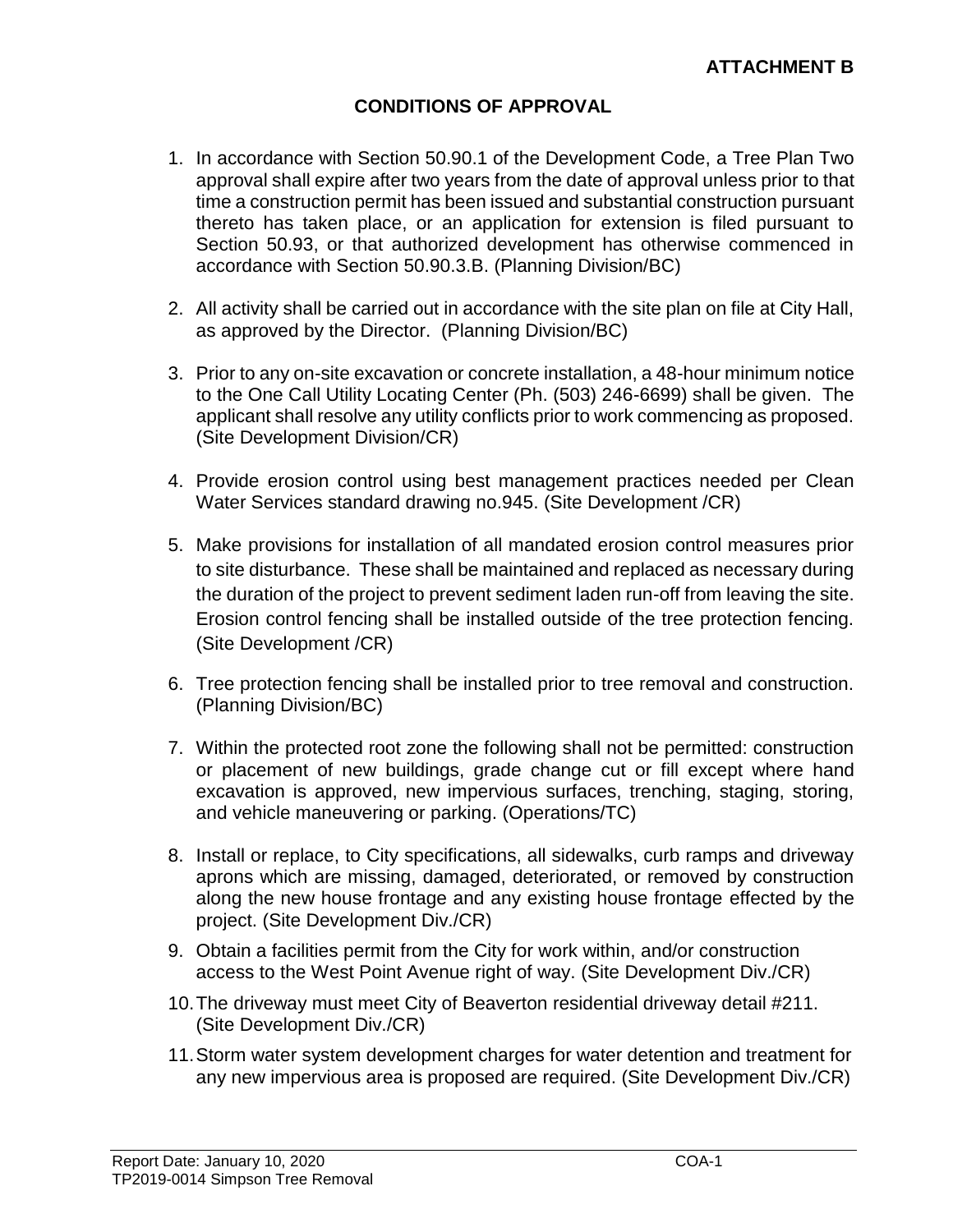**ATTACHMENT B**

## CONDITIONS OF APPROVAL

1. In accordance with Section 50.90.1 of the Development Code, a Tree Plan Two approval shall expire after two years from the date of approval unless prior to that time a construction permit has been issued and substantial construction pursuant thereto has taken place, or an application for extension is filed pursuant to Section 50.93, or that authorized development has otherwise commenced in accordance with Section 50.90.3.B. (Planning Division/BC)

2. All activity shall be carried out in accordance with the site plan on file at City Hall, as approved by the Director. (Planning Division/BC)

3. Prior to any on-site excavation or concrete installation, a 48-hour minimum notice to the One Call Utility Locating Center (Ph. (503) 246-6699) shall be given. The applicant shall resolve any utility conflicts prior to work commencing as proposed. (Site Development Division/CR)

4. Provide erosion control using best management practices needed per Clean Water Services standard drawing no.945. (Site Development /CR)

5. Make provisions for installation of all mandated erosion control measures prior to site disturbance. These shall be maintained and replaced as necessary during the duration of the project to prevent sediment laden run-off from leaving the site. Erosion control fencing shall be installed outside of the tree protection fencing. (Site Development /CR)

6. Tree protection fencing shall be installed prior to tree removal and construction. (Planning Division/BC)

7. Within the protected root zone the following shall not be permitted: construction or placement of new buildings, grade change cut or fill except where hand excavation is approved, new impervious surfaces, trenching, staging, storing, and vehicle maneuvering or parking. (Operations/TC)

8. Install or replace, to City specifications, all sidewalks, curb ramps and driveway aprons which are missing, damaged, deteriorated, or removed by construction along the new house frontage and any existing house frontage effected by the project. (Site Development Div./CR)

9. Obtain a facilities permit from the City for work within, and/or construction access to the West Point Avenue right of way. (Site Development Div./CR)

10. The driveway must meet City of Beaverton residential driveway detail #211. (Site Development Div./CR)

11. Storm water system development charges for water detention and treatment for any new impervious area is proposed are required. (Site Development Div./CR)

Report Date: January 10, 2020
TP2019-0014 Simpson Tree Removal